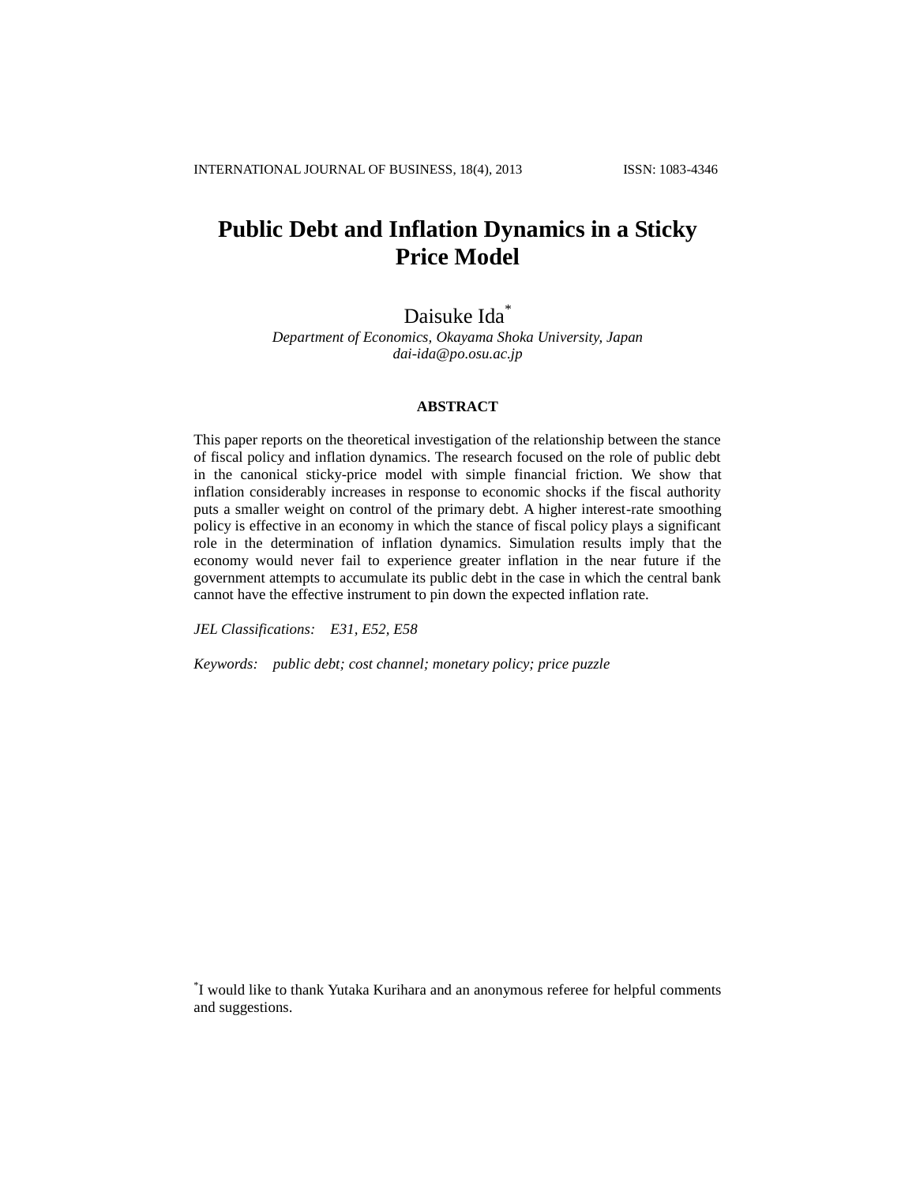# Public Debt and Inflation Dynamics in a Sticky Price Model

Daisuke Ida[*]

*Department of Economics, Okayama Shoka University, Japan*
*dai-ida@po.osu.ac.jp*

## ABSTRACT

This paper reports on the theoretical investigation of the relationship between the stance of fiscal policy and inflation dynamics. The research focused on the role of public debt in the canonical sticky-price model with simple financial friction. We show that inflation considerably increases in response to economic shocks if the fiscal authority puts a smaller weight on control of the primary debt. A higher interest-rate smoothing policy is effective in an economy in which the stance of fiscal policy plays a significant role in the determination of inflation dynamics. Simulation results imply that the economy would never fail to experience greater inflation in the near future if the government attempts to accumulate its public debt in the case in which the central bank cannot have the effective instrument to pin down the expected inflation rate.

*JEL Classifications:* *E31, E52, E58*

*Keywords:* *public debt; cost channel; monetary policy; price puzzle*

[*] I would like to thank Yutaka Kurihara and an anonymous referee for helpful comments and suggestions.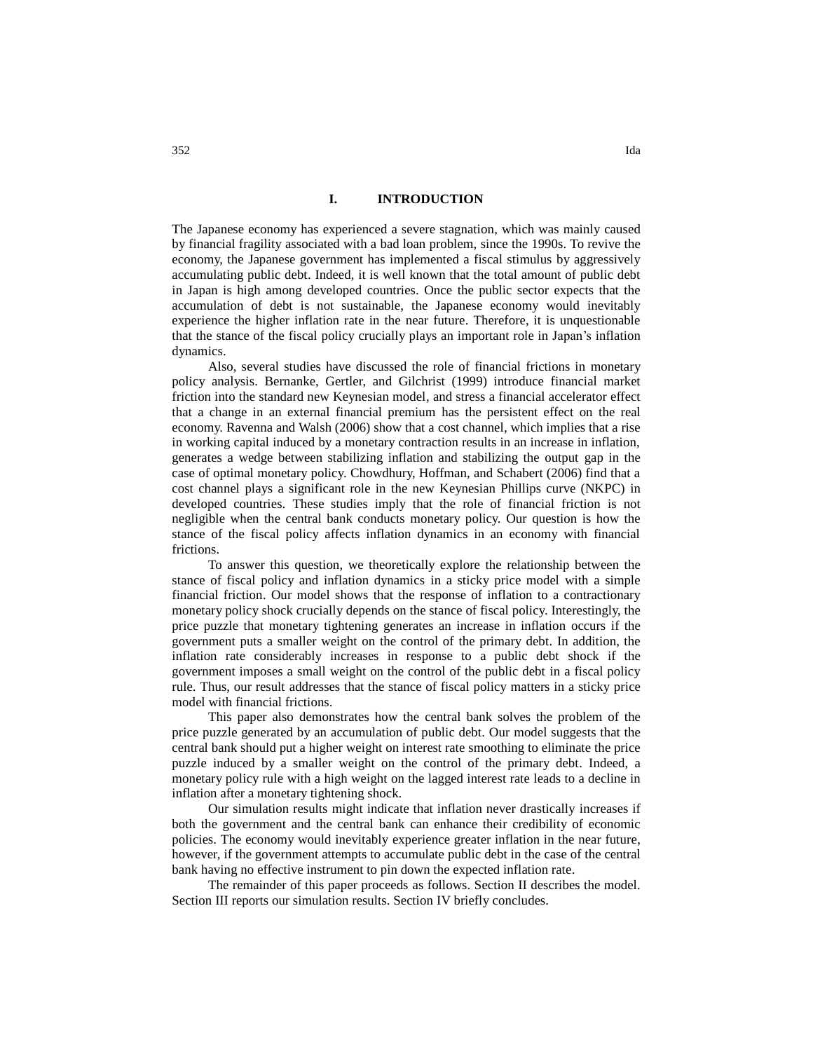## I. INTRODUCTION

The Japanese economy has experienced a severe stagnation, which was mainly caused by financial fragility associated with a bad loan problem, since the 1990s. To revive the economy, the Japanese government has implemented a fiscal stimulus by aggressively accumulating public debt. Indeed, it is well known that the total amount of public debt in Japan is high among developed countries. Once the public sector expects that the accumulation of debt is not sustainable, the Japanese economy would inevitably experience the higher inflation rate in the near future. Therefore, it is unquestionable that the stance of the fiscal policy crucially plays an important role in Japan's inflation dynamics.

Also, several studies have discussed the role of financial frictions in monetary policy analysis. Bernanke, Gertler, and Gilchrist (1999) introduce financial market friction into the standard new Keynesian model, and stress a financial accelerator effect that a change in an external financial premium has the persistent effect on the real economy. Ravenna and Walsh (2006) show that a cost channel, which implies that a rise in working capital induced by a monetary contraction results in an increase in inflation, generates a wedge between stabilizing inflation and stabilizing the output gap in the case of optimal monetary policy. Chowdhury, Hoffman, and Schabert (2006) find that a cost channel plays a significant role in the new Keynesian Phillips curve (NKPC) in developed countries. These studies imply that the role of financial friction is not negligible when the central bank conducts monetary policy. Our question is how the stance of the fiscal policy affects inflation dynamics in an economy with financial frictions.

To answer this question, we theoretically explore the relationship between the stance of fiscal policy and inflation dynamics in a sticky price model with a simple financial friction. Our model shows that the response of inflation to a contractionary monetary policy shock crucially depends on the stance of fiscal policy. Interestingly, the price puzzle that monetary tightening generates an increase in inflation occurs if the government puts a smaller weight on the control of the primary debt. In addition, the inflation rate considerably increases in response to a public debt shock if the government imposes a small weight on the control of the public debt in a fiscal policy rule. Thus, our result addresses that the stance of fiscal policy matters in a sticky price model with financial frictions.

This paper also demonstrates how the central bank solves the problem of the price puzzle generated by an accumulation of public debt. Our model suggests that the central bank should put a higher weight on interest rate smoothing to eliminate the price puzzle induced by a smaller weight on the control of the primary debt. Indeed, a monetary policy rule with a high weight on the lagged interest rate leads to a decline in inflation after a monetary tightening shock.

Our simulation results might indicate that inflation never drastically increases if both the government and the central bank can enhance their credibility of economic policies. The economy would inevitably experience greater inflation in the near future, however, if the government attempts to accumulate public debt in the case of the central bank having no effective instrument to pin down the expected inflation rate.

The remainder of this paper proceeds as follows. Section II describes the model. Section III reports our simulation results. Section IV briefly concludes.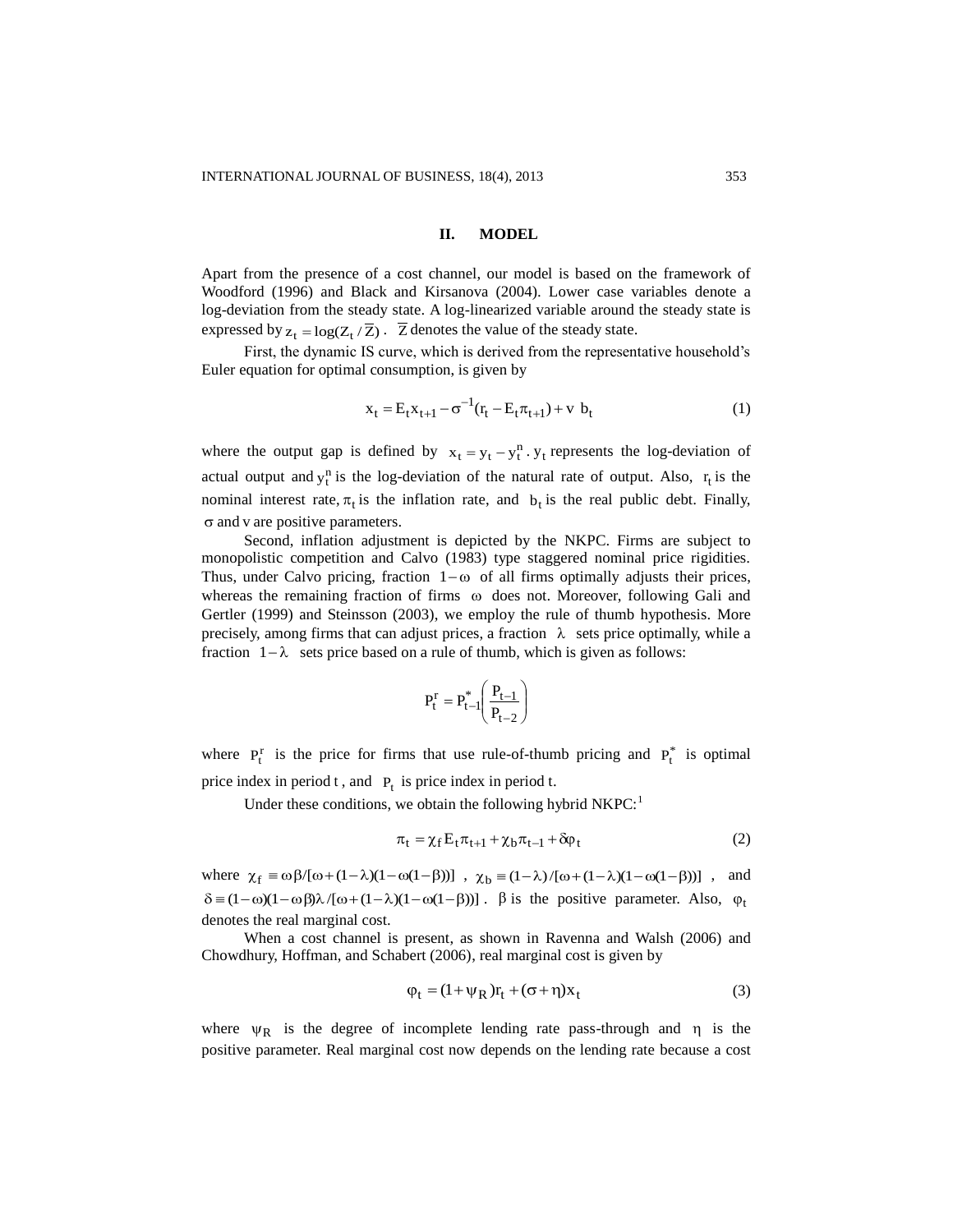## II. MODEL

Apart from the presence of a cost channel, our model is based on the framework of Woodford (1996) and Black and Kirsanova (2004). Lower case variables denote a log-deviation from the steady state. A log-linearized variable around the steady state is expressed by $z_t = \log(Z_t / \overline{Z})$. $\overline{Z}$ denotes the value of the steady state.

First, the dynamic IS curve, which is derived from the representative household's Euler equation for optimal consumption, is given by

$$x_t = E_t x_{t+1} - \sigma^{-1}(r_t - E_t \pi_{t+1}) + v\ b_t \tag{1}$$

where the output gap is defined by $x_t = y_t - y_t^n$. $y_t$ represents the log-deviation of actual output and $y_t^n$ is the log-deviation of the natural rate of output. Also, $r_t$ is the nominal interest rate, $\pi_t$ is the inflation rate, and $b_t$ is the real public debt. Finally, $\sigma$ and $v$ are positive parameters.

Second, inflation adjustment is depicted by the NKPC. Firms are subject to monopolistic competition and Calvo (1983) type staggered nominal price rigidities. Thus, under Calvo pricing, fraction $1-\omega$ of all firms optimally adjusts their prices, whereas the remaining fraction of firms $\omega$ does not. Moreover, following Gali and Gertler (1999) and Steinsson (2003), we employ the rule of thumb hypothesis. More precisely, among firms that can adjust prices, a fraction $\lambda$ sets price optimally, while a fraction $1-\lambda$ sets price based on a rule of thumb, which is given as follows:

$$P_t^r = P_{t-1}^* \left( \frac{P_{t-1}}{P_{t-2}} \right)$$

where $P_t^r$ is the price for firms that use rule-of-thumb pricing and $P_t^*$ is optimal price index in period $t$, and $P_t$ is price index in period t.

Under these conditions, we obtain the following hybrid NKPC:[1]

$$\pi_t = \chi_f E_t \pi_{t+1} + \chi_b \pi_{t-1} + \delta \varphi_t \tag{2}$$

where $\chi_f \equiv \omega\beta / [\omega + (1-\lambda)(1-\omega(1-\beta))]$, $\chi_b \equiv (1-\lambda)/[\omega + (1-\lambda)(1-\omega(1-\beta))]$, and $\delta \equiv (1-\omega)(1-\omega\beta)\lambda / [\omega + (1-\lambda)(1-\omega(1-\beta))]$. $\beta$ is the positive parameter. Also, $\varphi_t$ denotes the real marginal cost.

When a cost channel is present, as shown in Ravenna and Walsh (2006) and Chowdhury, Hoffman, and Schabert (2006), real marginal cost is given by

$$\varphi_t = (1+\psi_R) r_t + (\sigma + \eta) x_t \tag{3}$$

where $\psi_R$ is the degree of incomplete lending rate pass-through and $\eta$ is the positive parameter. Real marginal cost now depends on the lending rate because a cost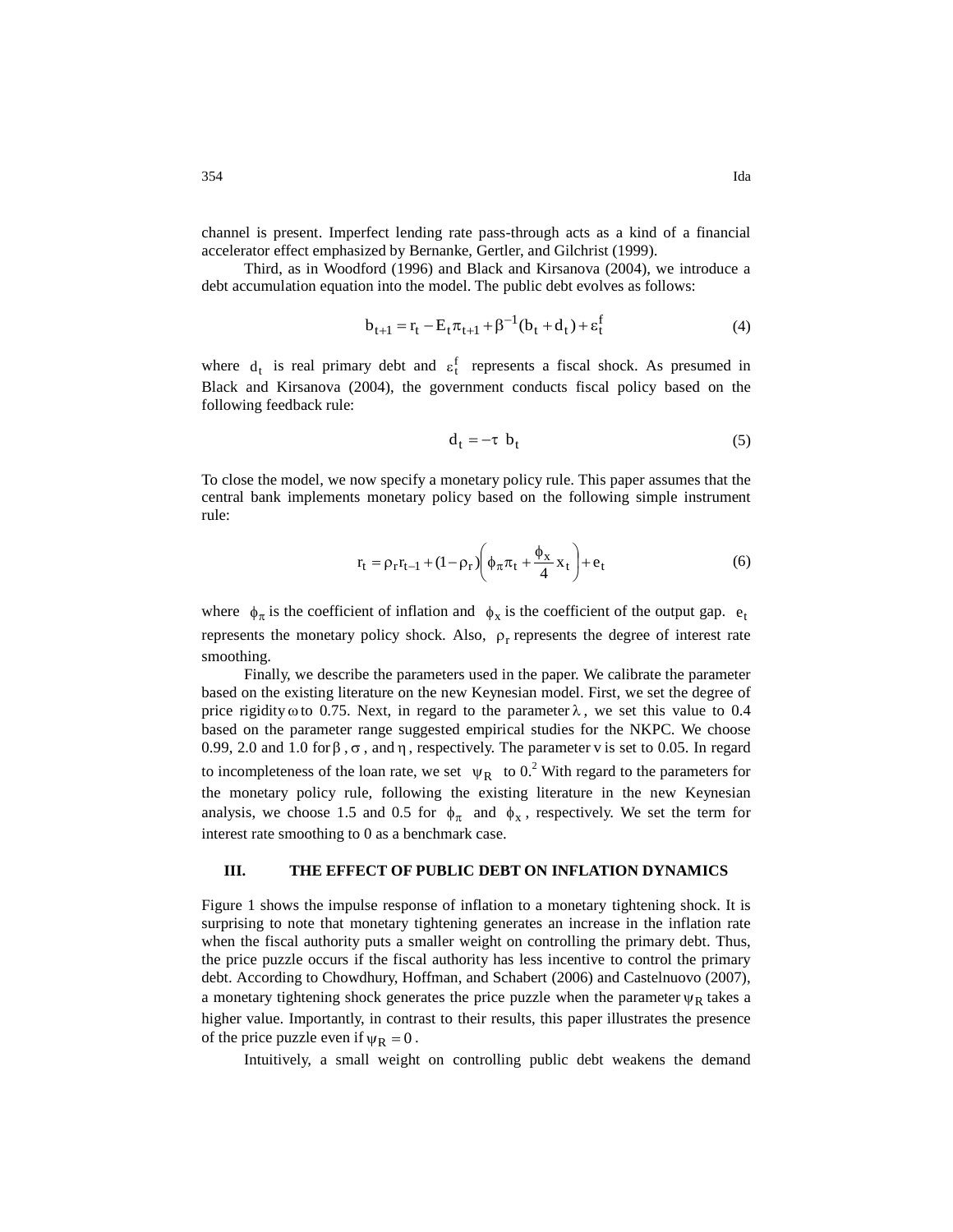channel is present. Imperfect lending rate pass-through acts as a kind of a financial accelerator effect emphasized by Bernanke, Gertler, and Gilchrist (1999).

Third, as in Woodford (1996) and Black and Kirsanova (2004), we introduce a debt accumulation equation into the model. The public debt evolves as follows:

$$b_{t+1} = r_t - E_t \pi_{t+1} + \beta^{-1}(b_t + d_t) + \varepsilon_t^f \tag{4}$$

where $d_t$ is real primary debt and $\varepsilon_t^f$ represents a fiscal shock. As presumed in Black and Kirsanova (2004), the government conducts fiscal policy based on the following feedback rule:

$$d_t = -\tau \; b_t \tag{5}$$

To close the model, we now specify a monetary policy rule. This paper assumes that the central bank implements monetary policy based on the following simple instrument rule:

$$r_t = \rho_r r_{t-1} + (1-\rho_r)\left(\phi_\pi \pi_t + \frac{\phi_x}{4} x_t\right) + e_t \tag{6}$$

where $\phi_\pi$ is the coefficient of inflation and $\phi_x$ is the coefficient of the output gap. $e_t$ represents the monetary policy shock. Also, $\rho_r$ represents the degree of interest rate smoothing.

Finally, we describe the parameters used in the paper. We calibrate the parameter based on the existing literature on the new Keynesian model. First, we set the degree of price rigidity $\omega$ to 0.75. Next, in regard to the parameter $\lambda$, we set this value to 0.4 based on the parameter range suggested empirical studies for the NKPC. We choose 0.99, 2.0 and 1.0 for $\beta$, $\sigma$, and $\eta$, respectively. The parameter $v$ is set to 0.05. In regard to incompleteness of the loan rate, we set $\psi_R$ to 0.[2] With regard to the parameters for the monetary policy rule, following the existing literature in the new Keynesian analysis, we choose 1.5 and 0.5 for $\phi_\pi$ and $\phi_x$, respectively. We set the term for interest rate smoothing to 0 as a benchmark case.

## III. THE EFFECT OF PUBLIC DEBT ON INFLATION DYNAMICS

Figure 1 shows the impulse response of inflation to a monetary tightening shock. It is surprising to note that monetary tightening generates an increase in the inflation rate when the fiscal authority puts a smaller weight on controlling the primary debt. Thus, the price puzzle occurs if the fiscal authority has less incentive to control the primary debt. According to Chowdhury, Hoffman, and Schabert (2006) and Castelnuovo (2007), a monetary tightening shock generates the price puzzle when the parameter $\psi_R$ takes a higher value. Importantly, in contrast to their results, this paper illustrates the presence of the price puzzle even if $\psi_R = 0$.

Intuitively, a small weight on controlling public debt weakens the demand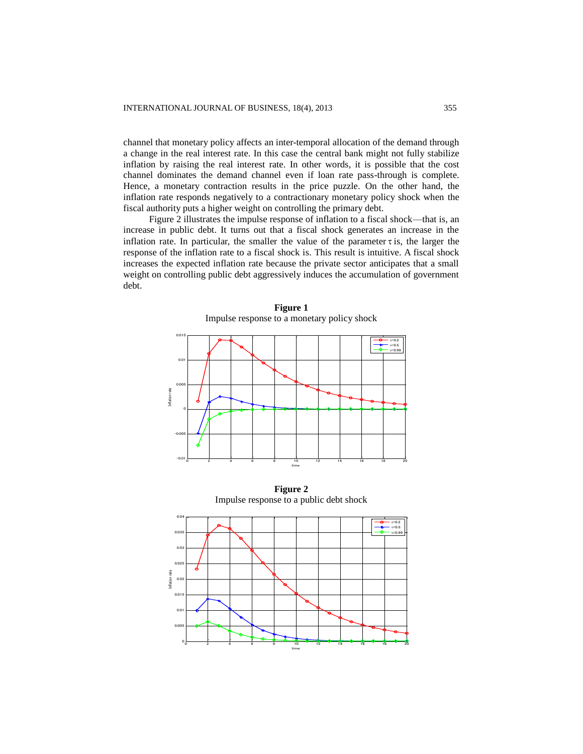channel that monetary policy affects an inter-temporal allocation of the demand through a change in the real interest rate. In this case the central bank might not fully stabilize inflation by raising the real interest rate. In other words, it is possible that the cost channel dominates the demand channel even if loan rate pass-through is complete. Hence, a monetary contraction results in the price puzzle. On the other hand, the inflation rate responds negatively to a contractionary monetary policy shock when the fiscal authority puts a higher weight on controlling the primary debt.

Figure 2 illustrates the impulse response of inflation to a fiscal shock—that is, an increase in public debt. It turns out that a fiscal shock generates an increase in the inflation rate. In particular, the smaller the value of the parameter $\tau$ is, the larger the response of the inflation rate to a fiscal shock is. This result is intuitive. A fiscal shock increases the expected inflation rate because the private sector anticipates that a small weight on controlling public debt aggressively induces the accumulation of government debt.

**Figure 1**
Impulse response to a monetary policy shock

**Figure 2**
Impulse response to a public debt shock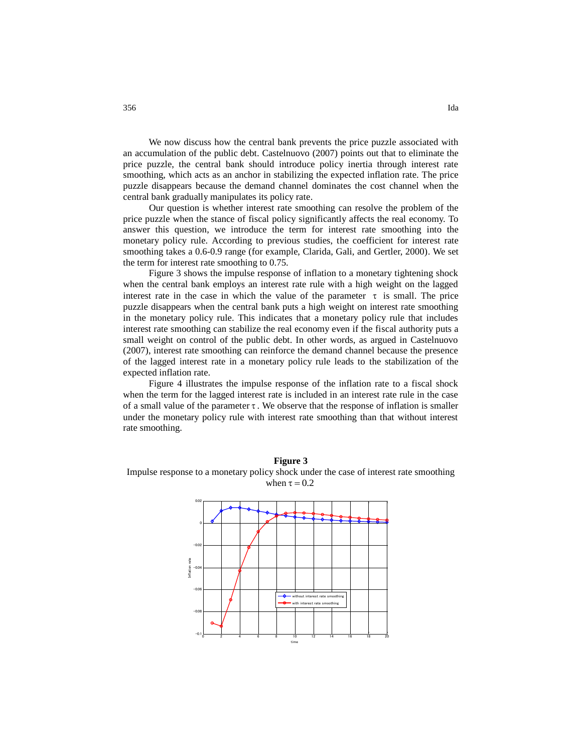We now discuss how the central bank prevents the price puzzle associated with an accumulation of the public debt. Castelnuovo (2007) points out that to eliminate the price puzzle, the central bank should introduce policy inertia through interest rate smoothing, which acts as an anchor in stabilizing the expected inflation rate. The price puzzle disappears because the demand channel dominates the cost channel when the central bank gradually manipulates its policy rate.

Our question is whether interest rate smoothing can resolve the problem of the price puzzle when the stance of fiscal policy significantly affects the real economy. To answer this question, we introduce the term for interest rate smoothing into the monetary policy rule. According to previous studies, the coefficient for interest rate smoothing takes a 0.6-0.9 range (for example, Clarida, Gali, and Gertler, 2000). We set the term for interest rate smoothing to 0.75.

Figure 3 shows the impulse response of inflation to a monetary tightening shock when the central bank employs an interest rate rule with a high weight on the lagged interest rate in the case in which the value of the parameter $\tau$ is small. The price puzzle disappears when the central bank puts a high weight on interest rate smoothing in the monetary policy rule. This indicates that a monetary policy rule that includes interest rate smoothing can stabilize the real economy even if the fiscal authority puts a small weight on control of the public debt. In other words, as argued in Castelnuovo (2007), interest rate smoothing can reinforce the demand channel because the presence of the lagged interest rate in a monetary policy rule leads to the stabilization of the expected inflation rate.

Figure 4 illustrates the impulse response of the inflation rate to a fiscal shock when the term for the lagged interest rate is included in an interest rate rule in the case of a small value of the parameter $\tau$. We observe that the response of inflation is smaller under the monetary policy rule with interest rate smoothing than that without interest rate smoothing.

**Figure 3**

Impulse response to a monetary policy shock under the case of interest rate smoothing when $\tau = 0.2$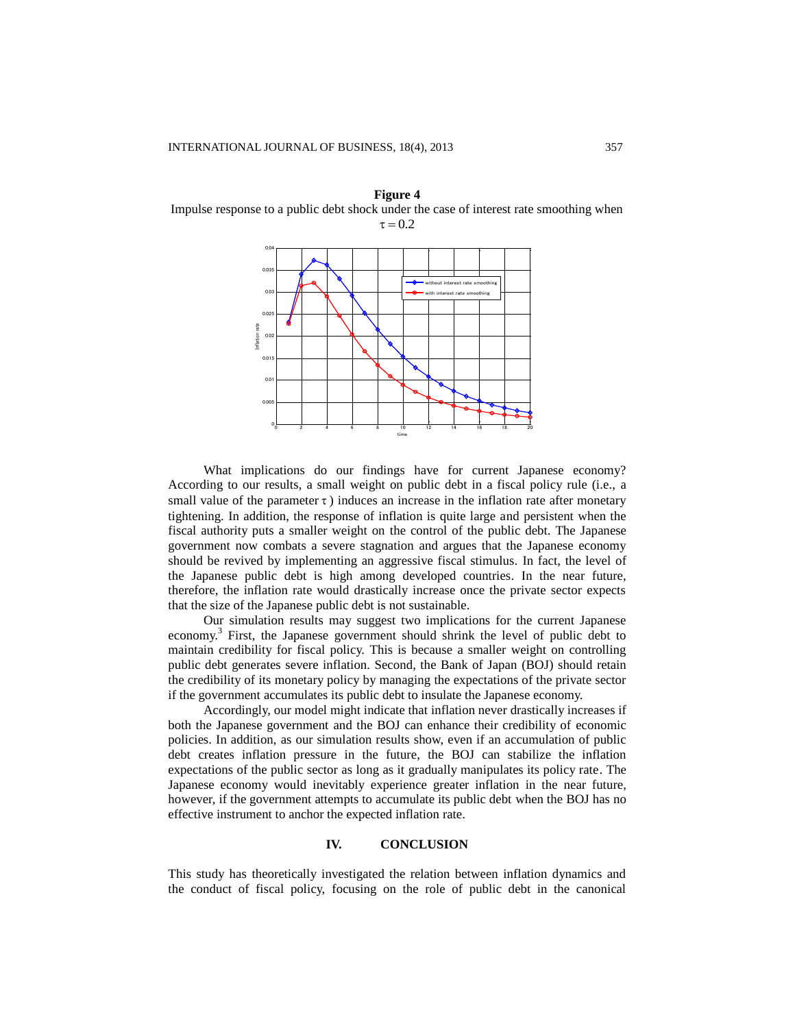**Figure 4**

Impulse response to a public debt shock under the case of interest rate smoothing when $\tau = 0.2$

What implications do our findings have for current Japanese economy? According to our results, a small weight on public debt in a fiscal policy rule (i.e., a small value of the parameter $\tau$) induces an increase in the inflation rate after monetary tightening. In addition, the response of inflation is quite large and persistent when the fiscal authority puts a smaller weight on the control of the public debt. The Japanese government now combats a severe stagnation and argues that the Japanese economy should be revived by implementing an aggressive fiscal stimulus. In fact, the level of the Japanese public debt is high among developed countries. In the near future, therefore, the inflation rate would drastically increase once the private sector expects that the size of the Japanese public debt is not sustainable.

Our simulation results may suggest two implications for the current Japanese economy.[3] First, the Japanese government should shrink the level of public debt to maintain credibility for fiscal policy. This is because a smaller weight on controlling public debt generates severe inflation. Second, the Bank of Japan (BOJ) should retain the credibility of its monetary policy by managing the expectations of the private sector if the government accumulates its public debt to insulate the Japanese economy.

Accordingly, our model might indicate that inflation never drastically increases if both the Japanese government and the BOJ can enhance their credibility of economic policies. In addition, as our simulation results show, even if an accumulation of public debt creates inflation pressure in the future, the BOJ can stabilize the inflation expectations of the public sector as long as it gradually manipulates its policy rate. The Japanese economy would inevitably experience greater inflation in the near future, however, if the government attempts to accumulate its public debt when the BOJ has no effective instrument to anchor the expected inflation rate.

## IV. CONCLUSION

This study has theoretically investigated the relation between inflation dynamics and the conduct of fiscal policy, focusing on the role of public debt in the canonical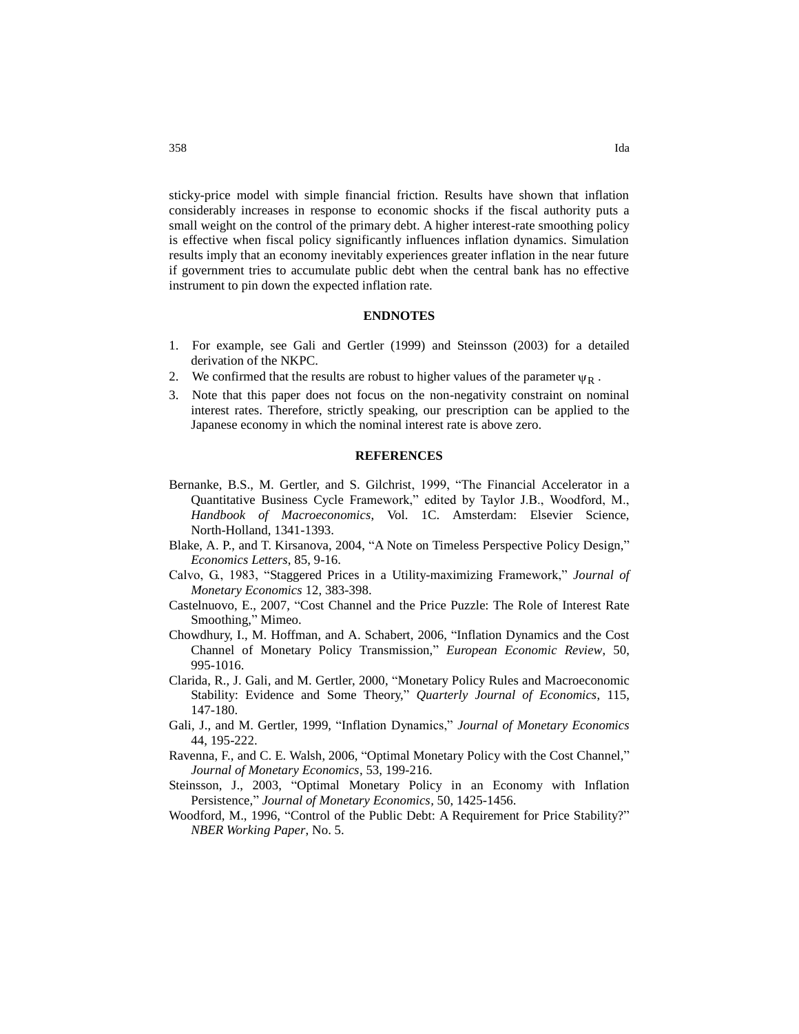sticky-price model with simple financial friction. Results have shown that inflation considerably increases in response to economic shocks if the fiscal authority puts a small weight on the control of the primary debt. A higher interest-rate smoothing policy is effective when fiscal policy significantly influences inflation dynamics. Simulation results imply that an economy inevitably experiences greater inflation in the near future if government tries to accumulate public debt when the central bank has no effective instrument to pin down the expected inflation rate.

## ENDNOTES

1. For example, see Gali and Gertler (1999) and Steinsson (2003) for a detailed derivation of the NKPC.
2. We confirmed that the results are robust to higher values of the parameter $\psi_R$.
3. Note that this paper does not focus on the non-negativity constraint on nominal interest rates. Therefore, strictly speaking, our prescription can be applied to the Japanese economy in which the nominal interest rate is above zero.

## REFERENCES

Bernanke, B.S., M. Gertler, and S. Gilchrist, 1999, "The Financial Accelerator in a Quantitative Business Cycle Framework," edited by Taylor J.B., Woodford, M., *Handbook of Macroeconomics*, Vol. 1C. Amsterdam: Elsevier Science, North-Holland, 1341-1393.

Blake, A. P., and T. Kirsanova, 2004, "A Note on Timeless Perspective Policy Design," *Economics Letters*, 85, 9-16.

Calvo, G., 1983, "Staggered Prices in a Utility-maximizing Framework," *Journal of Monetary Economics* 12, 383-398.

Castelnuovo, E., 2007, "Cost Channel and the Price Puzzle: The Role of Interest Rate Smoothing," Mimeo.

Chowdhury, I., M. Hoffman, and A. Schabert, 2006, "Inflation Dynamics and the Cost Channel of Monetary Policy Transmission," *European Economic Review*, 50, 995-1016.

Clarida, R., J. Gali, and M. Gertler, 2000, "Monetary Policy Rules and Macroeconomic Stability: Evidence and Some Theory," *Quarterly Journal of Economics*, 115, 147-180.

Gali, J., and M. Gertler, 1999, "Inflation Dynamics," *Journal of Monetary Economics* 44, 195-222.

Ravenna, F., and C. E. Walsh, 2006, "Optimal Monetary Policy with the Cost Channel," *Journal of Monetary Economics*, 53, 199-216.

Steinsson, J., 2003, "Optimal Monetary Policy in an Economy with Inflation Persistence," *Journal of Monetary Economics*, 50, 1425-1456.

Woodford, M., 1996, "Control of the Public Debt: A Requirement for Price Stability?" *NBER Working Paper*, No. 5.